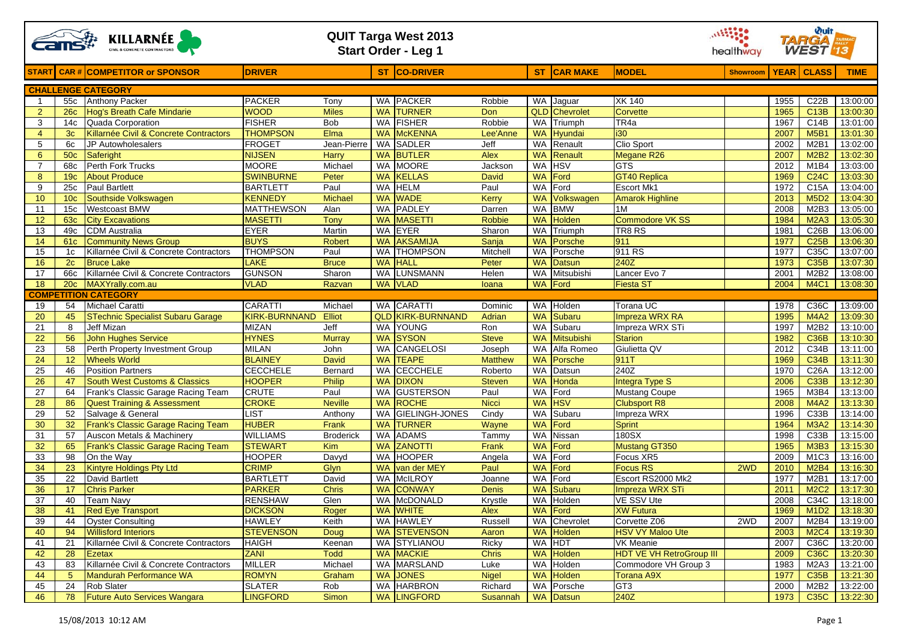# QUIT Targa West 2013
## Start Order - Leg 1

| START | CAR # | COMPETITOR or SPONSOR | DRIVER | | ST | CO-DRIVER | | ST | CAR MAKE | MODEL | Showroom | YEAR | CLASS | TIME |
|---|---|---|---|---|---|---|---|---|---|---|---|---|---|---|
| **CHALLENGE CATEGORY** | | | | | | | | | | | | | | |
| 1 | 55c | Anthony Packer | PACKER | Tony | WA | PACKER | Robbie | WA | Jaguar | XK 140 | | 1955 | C22B | 13:00:00 |
| 2 | 26c | Hog's Breath Cafe Mindarie | WOOD | Miles | WA | TURNER | Don | QLD | Chevrolet | Corvette | | 1965 | C13B | 13:00:30 |
| 3 | 14c | Quada Corporation | FISHER | Bob | WA | FISHER | Robbie | WA | Triumph | TR4a | | 1967 | C14B | 13:01:00 |
| 4 | 3c | Killarnée Civil & Concrete Contractors | THOMPSON | Elma | WA | McKENNA | Lee'Anne | WA | Hyundai | i30 | | 2007 | M5B1 | 13:01:30 |
| 5 | 6c | JP Autowholesalers | FROGET | Jean-Pierre | WA | SADLER | Jeff | WA | Renault | Clio Sport | | 2002 | M2B1 | 13:02:00 |
| 6 | 50c | Saferight | NIJSEN | Harry | WA | BUTLER | Alex | WA | Renault | Megane R26 | | 2007 | M2B2 | 13:02:30 |
| 7 | 68c | Perth Fork Trucks | MOORE | Michael | WA | MOORE | Jackson | WA | HSV | GTS | | 2012 | M1B4 | 13:03:00 |
| 8 | 19c | About Produce | SWINBURNE | Peter | WA | KELLAS | David | WA | Ford | GT40 Replica | | 1969 | C24C | 13:03:30 |
| 9 | 25c | Paul Bartlett | BARTLETT | Paul | WA | HELM | Paul | WA | Ford | Escort Mk1 | | 1972 | C15A | 13:04:00 |
| 10 | 10c | Southside Volkswagen | KENNEDY | Michael | WA | WADE | Kerry | WA | Volkswagen | Amarok Highline | | 2013 | M5D2 | 13:04:30 |
| 11 | 15c | Westcoast BMW | MATTHEWSON | Alan | WA | PADLEY | Darren | WA | BMW | 1M | | 2008 | M2B3 | 13:05:00 |
| 12 | 63c | City Excavations | MASETTI | Tony | WA | MASETTI | Robbie | WA | Holden | Commodore VK SS | | 1984 | M2A3 | 13:05:30 |
| 13 | 49c | CDM Australia | EYER | Martin | WA | EYER | Sharon | WA | Triumph | TR8 RS | | 1981 | C26B | 13:06:00 |
| 14 | 61c | Community News Group | BUYS | Robert | WA | AKSAMIJA | Sanja | WA | Porsche | 911 | | 1977 | C25B | 13:06:30 |
| 15 | 1c | Killarnée Civil & Concrete Contractors | THOMPSON | Paul | WA | THOMPSON | Mitchell | WA | Porsche | 911 RS | | 1977 | C35C | 13:07:00 |
| 16 | 2c | Bruce Lake | LAKE | Bruce | WA | HALL | Peter | WA | Datsun | 240Z | | 1973 | C35B | 13:07:30 |
| 17 | 66c | Killarnée Civil & Concrete Contractors | GUNSON | Sharon | WA | LUNSMANN | Helen | WA | Mitsubishi | Lancer Evo 7 | | 2001 | M2B2 | 13:08:00 |
| 18 | 20c | MAXYrally.com.au | VLAD | Razvan | WA | VLAD | Ioana | WA | Ford | Fiesta ST | | 2004 | M4C1 | 13:08:30 |
| **COMPETITION CATEGORY** | | | | | | | | | | | | | | |
| 19 | 54 | Michael Caratti | CARATTI | Michael | WA | CARATTI | Dominic | WA | Holden | Torana UC | | 1978 | C36C | 13:09:00 |
| 20 | 45 | STechnic Specialist Subaru Garage | KIRK-BURNNAND | Elliot | QLD | KIRK-BURNNAND | Adrian | WA | Subaru | Impreza WRX RA | | 1995 | M4A2 | 13:09:30 |
| 21 | 8 | Jeff Mizan | MIZAN | Jeff | WA | YOUNG | Ron | WA | Subaru | Impreza WRX STi | | 1997 | M2B2 | 13:10:00 |
| 22 | 56 | John Hughes Service | HYNES | Murray | WA | SYSON | Steve | WA | Mitsubishi | Starion | | 1982 | C36B | 13:10:30 |
| 23 | 58 | Perth Property Investment Group | MILAN | John | WA | CANGELOSI | Joseph | WA | Alfa Romeo | Giulietta QV | | 2012 | C34B | 13:11:00 |
| 24 | 12 | Wheels World | BLAINEY | David | WA | TEAPE | Matthew | WA | Porsche | 911T | | 1969 | C34B | 13:11:30 |
| 25 | 46 | Position Partners | CECCHELE | Bernard | WA | CECCHELE | Roberto | WA | Datsun | 240Z | | 1970 | C26A | 13:12:00 |
| 26 | 47 | South West Customs & Classics | HOOPER | Philip | WA | DIXON | Steven | WA | Honda | Integra Type S | | 2006 | C33B | 13:12:30 |
| 27 | 64 | Frank's Classic Garage Racing Team | CRUTE | Paul | WA | GUSTERSON | Paul | WA | Ford | Mustang Coupe | | 1965 | M3B4 | 13:13:00 |
| 28 | 86 | Quest Training & Assessment | CROKE | Neville | WA | ROCHE | Nicci | WA | HSV | Clubsport R8 | | 2008 | M4A2 | 13:13:30 |
| 29 | 52 | Salvage & General | LIST | Anthony | WA | GIELINGH-JONES | Cindy | WA | Subaru | Impreza WRX | | 1996 | C33B | 13:14:00 |
| 30 | 32 | Frank's Classic Garage Racing Team | HUBER | Frank | WA | TURNER | Wayne | WA | Ford | Sprint | | 1964 | M3A2 | 13:14:30 |
| 31 | 57 | Auscon Metals & Machinery | WILLIAMS | Broderick | WA | ADAMS | Tammy | WA | Nissan | 180SX | | 1998 | C33B | 13:15:00 |
| 32 | 65 | Frank's Classic Garage Racing Team | STEWART | Kim | WA | ZANOTTI | Frank | WA | Ford | Mustang GT350 | | 1965 | M3B3 | 13:15:30 |
| 33 | 98 | On the Way | HOOPER | Davyd | WA | HOOPER | Angela | WA | Ford | Focus XR5 | | 2009 | M1C3 | 13:16:00 |
| 34 | 23 | Kintyre Holdings Pty Ltd | CRIMP | Glyn | WA | van der MEY | Paul | WA | Ford | Focus RS | 2WD | 2010 | M2B4 | 13:16:30 |
| 35 | 22 | David Bartlett | BARTLETT | David | WA | McILROY | Joanne | WA | Ford | Escort RS2000 Mk2 | | 1977 | M2B1 | 13:17:00 |
| 36 | 17 | Chris Parker | PARKER | Chris | WA | CONWAY | Denis | WA | Subaru | Impreza WRX STi | | 2011 | M2C2 | 13:17:30 |
| 37 | 40 | Team Navy | RENSHAW | Glen | WA | McDONALD | Krystle | WA | Holden | VE SSV Ute | | 2008 | C34C | 13:18:00 |
| 38 | 41 | Red Eye Transport | DICKSON | Roger | WA | WHITE | Alex | WA | Ford | XW Futura | | 1969 | M1D2 | 13:18:30 |
| 39 | 44 | Oyster Consulting | HAWLEY | Keith | WA | HAWLEY | Russell | WA | Chevrolet | Corvette Z06 | 2WD | 2007 | M2B4 | 13:19:00 |
| 40 | 94 | Willisford Interiors | STEVENSON | Doug | WA | STEVENSON | Aaron | WA | Holden | HSV VY Maloo Ute | | 2003 | M2C4 | 13:19:30 |
| 41 | 21 | Killarnée Civil & Concrete Contractors | HAIGH | Keenan | WA | STYLIANOU | Ricky | WA | HDT | VK Meanie | | 2007 | C36C | 13:20:00 |
| 42 | 28 | Ezetax | ZANI | Todd | WA | MACKIE | Chris | WA | Holden | HDT VE VH RetroGroup III | | 2009 | C36C | 13:20:30 |
| 43 | 83 | Killarnée Civil & Concrete Contractors | MILLER | Michael | WA | MARSLAND | Luke | WA | Holden | Commodore VH Group 3 | | 1983 | M2A3 | 13:21:00 |
| 44 | 5 | Mandurah Performance WA | ROMYN | Graham | WA | JONES | Nigel | WA | Holden | Torana A9X | | 1977 | C35B | 13:21:30 |
| 45 | 24 | Rob Slater | SLATER | Rob | WA | HARBRON | Richard | WA | Porsche | GT3 | | 2000 | M2B2 | 13:22:00 |
| 46 | 78 | Future Auto Services Wangara | LINGFORD | Simon | WA | LINGFORD | Susannah | WA | Datsun | 240Z | | 1973 | C35C | 13:22:30 |

15/08/2013 10:12 AM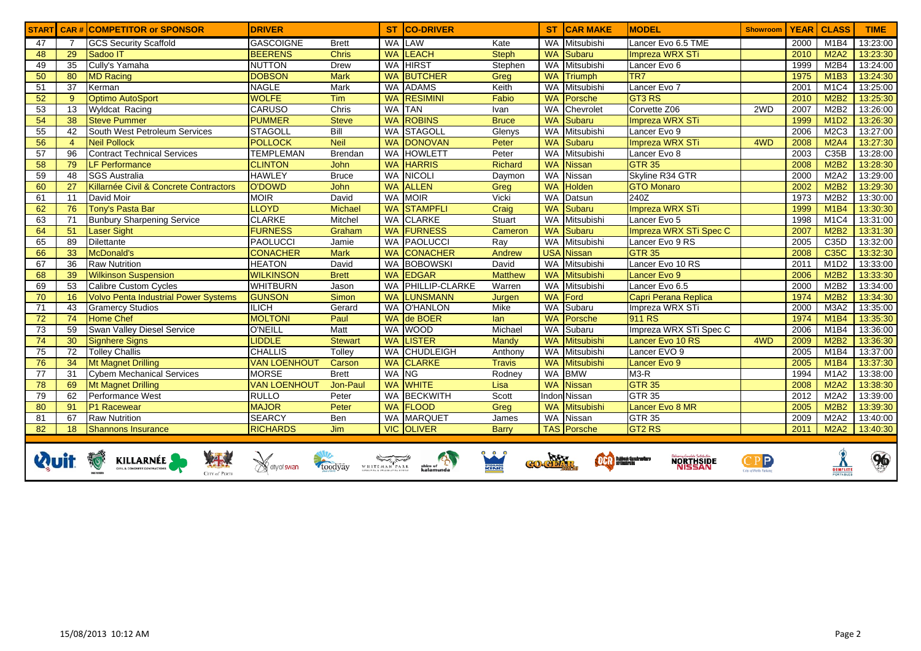| START | CAR # | COMPETITOR or SPONSOR | DRIVER | | ST | CO-DRIVER | | ST | CAR MAKE | MODEL | Showroom | YEAR | CLASS | TIME |
|---|---|---|---|---|---|---|---|---|---|---|---|---|---|---|
| 47 | 7 | GCS Security Scaffold | GASCOIGNE | Brett | WA | LAW | Kate | WA | Mitsubishi | Lancer Evo 6.5 TME | | 2000 | M1B4 | 13:23:00 |
| 48 | 29 | Sadoo IT | BEERENS | Chris | WA | LEACH | Steph | WA | Subaru | Impreza WRX STi | | 2010 | M2A2 | 13:23:30 |
| 49 | 35 | Cully's Yamaha | NUTTON | Drew | WA | HIRST | Stephen | WA | Mitsubishi | Lancer Evo 6 | | 1999 | M2B4 | 13:24:00 |
| 50 | 80 | MD Racing | DOBSON | Mark | WA | BUTCHER | Greg | WA | Triumph | TR7 | | 1975 | M1B3 | 13:24:30 |
| 51 | 37 | Kerman | NAGLE | Mark | WA | ADAMS | Keith | WA | Mitsubishi | Lancer Evo 7 | | 2001 | M1C4 | 13:25:00 |
| 52 | 9 | Optimo AutoSport | WOLFE | Tim | WA | RESIMINI | Fabio | WA | Porsche | GT3 RS | | 2010 | M2B2 | 13:25:30 |
| 53 | 13 | Wyldcat Racing | CARUSO | Chris | WA | TAN | Ivan | WA | Chevrolet | Corvette Z06 | 2WD | 2007 | M2B2 | 13:26:00 |
| 54 | 38 | Steve Pummer | PUMMER | Steve | WA | ROBINS | Bruce | WA | Subaru | Impreza WRX STi | | 1999 | M1D2 | 13:26:30 |
| 55 | 42 | South West Petroleum Services | STAGOLL | Bill | WA | STAGOLL | Glenys | WA | Mitsubishi | Lancer Evo 9 | | 2006 | M2C3 | 13:27:00 |
| 56 | 4 | Neil Pollock | POLLOCK | Neil | WA | DONOVAN | Peter | WA | Subaru | Impreza WRX STi | 4WD | 2008 | M2A4 | 13:27:30 |
| 57 | 96 | Contract Technical Services | TEMPLEMAN | Brendan | WA | HOWLETT | Peter | WA | Mitsubishi | Lancer Evo 8 | | 2003 | C35B | 13:28:00 |
| 58 | 79 | LF Performance | CLINTON | John | WA | HARRIS | Richard | WA | Nissan | GTR 35 | | 2008 | M2B2 | 13:28:30 |
| 59 | 48 | SGS Australia | HAWLEY | Bruce | WA | NICOLI | Daymon | WA | Nissan | Skyline R34 GTR | | 2000 | M2A2 | 13:29:00 |
| 60 | 27 | Killarnée Civil & Concrete Contractors | O'DOWD | John | WA | ALLEN | Greg | WA | Holden | GTO Monaro | | 2002 | M2B2 | 13:29:30 |
| 61 | 11 | David Moir | MOIR | David | WA | MOIR | Vicki | WA | Datsun | 240Z | | 1973 | M2B2 | 13:30:00 |
| 62 | 76 | Tony's Pasta Bar | LLOYD | Michael | WA | STAMPFLI | Craig | WA | Subaru | Impreza WRX STi | | 1999 | M1B4 | 13:30:30 |
| 63 | 71 | Bunbury Sharpening Service | CLARKE | Mitchel | WA | CLARKE | Stuart | WA | Mitsubishi | Lancer Evo 5 | | 1998 | M1C4 | 13:31:00 |
| 64 | 51 | Laser Sight | FURNESS | Graham | WA | FURNESS | Cameron | WA | Subaru | Impreza WRX STi Spec C | | 2007 | M2B2 | 13:31:30 |
| 65 | 89 | Dilettante | PAOLUCCI | Jamie | WA | PAOLUCCI | Ray | WA | Mitsubishi | Lancer Evo 9 RS | | 2005 | C35D | 13:32:00 |
| 66 | 33 | McDonald's | CONACHER | Mark | WA | CONACHER | Andrew | USA | Nissan | GTR 35 | | 2008 | C35C | 13:32:30 |
| 67 | 36 | Raw Nutrition | HEATON | David | WA | BOBOWSKI | David | WA | Mitsubishi | Lancer Evo 10 RS | | 2011 | M1D2 | 13:33:00 |
| 68 | 39 | Wilkinson Suspension | WILKINSON | Brett | WA | EDGAR | Matthew | WA | Mitsubishi | Lancer Evo 9 | | 2006 | M2B2 | 13:33:30 |
| 69 | 53 | Calibre Custom Cycles | WHITBURN | Jason | WA | PHILLIP-CLARKE | Warren | WA | Mitsubishi | Lancer Evo 6.5 | | 2000 | M2B2 | 13:34:00 |
| 70 | 16 | Volvo Penta Industrial Power Systems | GUNSON | Simon | WA | LUNSMANN | Jurgen | WA | Ford | Capri Perana Replica | | 1974 | M2B2 | 13:34:30 |
| 71 | 43 | Gramercy Studios | ILICH | Gerard | WA | O'HANLON | Mike | WA | Subaru | Impreza WRX STi | | 2000 | M3A2 | 13:35:00 |
| 72 | 74 | Home Chef | MOLTONI | Paul | WA | de BOER | Ian | WA | Porsche | 911 RS | | 1974 | M1B4 | 13:35:30 |
| 73 | 59 | Swan Valley Diesel Service | O'NEILL | Matt | WA | WOOD | Michael | WA | Subaru | Impreza WRX STi Spec C | | 2006 | M1B4 | 13:36:00 |
| 74 | 30 | Signhere Signs | LIDDLE | Stewart | WA | LISTER | Mandy | WA | Mitsubishi | Lancer Evo 10 RS | 4WD | 2009 | M2B2 | 13:36:30 |
| 75 | 72 | Tolley Challis | CHALLIS | Tolley | WA | CHUDLEIGH | Anthony | WA | Mitsubishi | Lancer EVO 9 | | 2005 | M1B4 | 13:37:00 |
| 76 | 34 | Mt Magnet Drilling | VAN LOENHOUT | Carson | WA | CLARKE | Travis | WA | Mitsubishi | Lancer Evo 9 | | 2005 | M1B4 | 13:37:30 |
| 77 | 31 | Cybem Mechanical Services | MORSE | Brett | WA | NG | Rodney | WA | BMW | M3-R | | 1994 | M1A2 | 13:38:00 |
| 78 | 69 | Mt Magnet Drilling | VAN LOENHOUT | Jon-Paul | WA | WHITE | Lisa | WA | Nissan | GTR 35 | | 2008 | M2A2 | 13:38:30 |
| 79 | 62 | Performance West | RULLO | Peter | WA | BECKWITH | Scott | Indon | Nissan | GTR 35 | | 2012 | M2A2 | 13:39:00 |
| 80 | 91 | P1 Racewear | MAJOR | Peter | WA | FLOOD | Greg | WA | Mitsubishi | Lancer Evo 8 MR | | 2005 | M2B2 | 13:39:30 |
| 81 | 67 | Raw Nutrition | SEARCY | Ben | WA | MARQUET | James | WA | Nissan | GTR 35 | | 2009 | M2A2 | 13:40:00 |
| 82 | 18 | Shannons Insurance | RICHARDS | Jim | VIC | OLIVER | Barry | TAS | Porsche | GT2 RS | | 2011 | M2A2 | 13:40:30 |

15/08/2013 10:12 AM